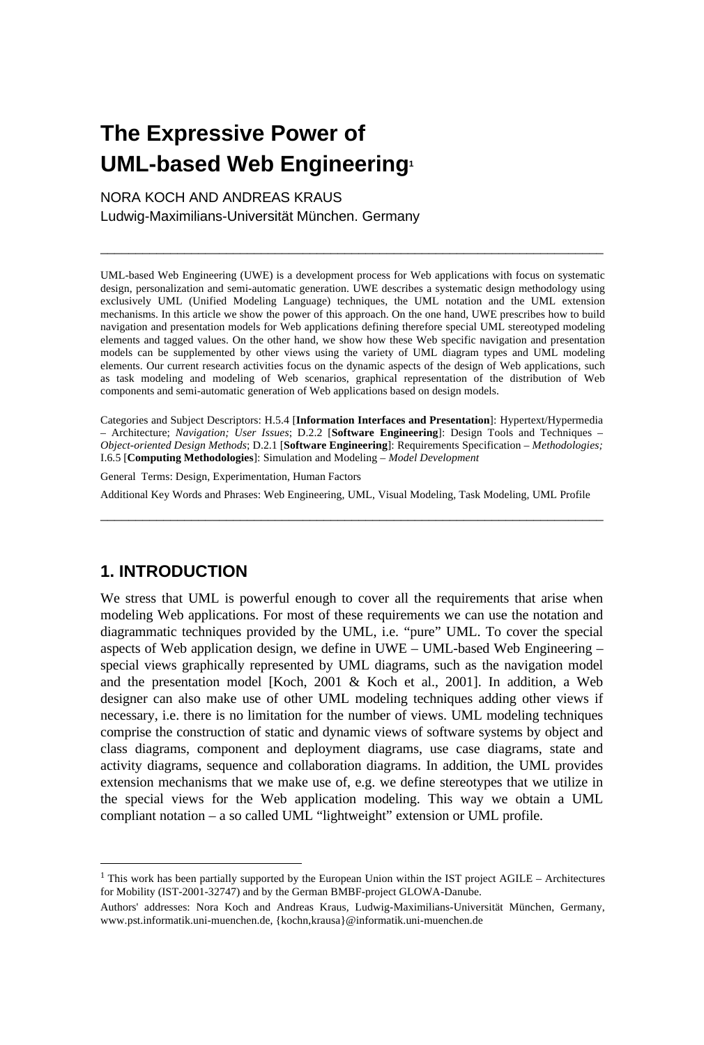# The Expressive Power of UML-based Web Engineering[1]

NORA KOCH AND ANDREAS KRAUS
Ludwig-Maximilians-Universität München. Germany

---

UML-based Web Engineering (UWE) is a development process for Web applications with focus on systematic design, personalization and semi-automatic generation. UWE describes a systematic design methodology using exclusively UML (Unified Modeling Language) techniques, the UML notation and the UML extension mechanisms. In this article we show the power of this approach. On the one hand, UWE prescribes how to build navigation and presentation models for Web applications defining therefore special UML stereotyped modeling elements and tagged values. On the other hand, we show how these Web specific navigation and presentation models can be supplemented by other views using the variety of UML diagram types and UML modeling elements. Our current research activities focus on the dynamic aspects of the design of Web applications, such as task modeling and modeling of Web scenarios, graphical representation of the distribution of Web components and semi-automatic generation of Web applications based on design models.

Categories and Subject Descriptors: H.5.4 [**Information Interfaces and Presentation**]: Hypertext/Hypermedia – Architecture; *Navigation; User Issues*; D.2.2 [**Software Engineering**]: Design Tools and Techniques – *Object-oriented Design Methods*; D.2.1 [**Software Engineering**]: Requirements Specification – *Methodologies;* I.6.5 [**Computing Methodologies**]: Simulation and Modeling – *Model Development*

General Terms: Design, Experimentation, Human Factors

Additional Key Words and Phrases: Web Engineering, UML, Visual Modeling, Task Modeling, UML Profile

---

## 1. INTRODUCTION

We stress that UML is powerful enough to cover all the requirements that arise when modeling Web applications. For most of these requirements we can use the notation and diagrammatic techniques provided by the UML, i.e. "pure" UML. To cover the special aspects of Web application design, we define in UWE – UML-based Web Engineering – special views graphically represented by UML diagrams, such as the navigation model and the presentation model [Koch, 2001 & Koch et al., 2001]. In addition, a Web designer can also make use of other UML modeling techniques adding other views if necessary, i.e. there is no limitation for the number of views. UML modeling techniques comprise the construction of static and dynamic views of software systems by object and class diagrams, component and deployment diagrams, use case diagrams, state and activity diagrams, sequence and collaboration diagrams. In addition, the UML provides extension mechanisms that we make use of, e.g. we define stereotypes that we utilize in the special views for the Web application modeling. This way we obtain a UML compliant notation – a so called UML "lightweight" extension or UML profile.

---

[1] This work has been partially supported by the European Union within the IST project AGILE – Architectures for Mobility (IST-2001-32747) and by the German BMBF-project GLOWA-Danube.

Authors' addresses: Nora Koch and Andreas Kraus, Ludwig-Maximilians-Universität München, Germany, www.pst.informatik.uni-muenchen.de, {kochn,krausa}@informatik.uni-muenchen.de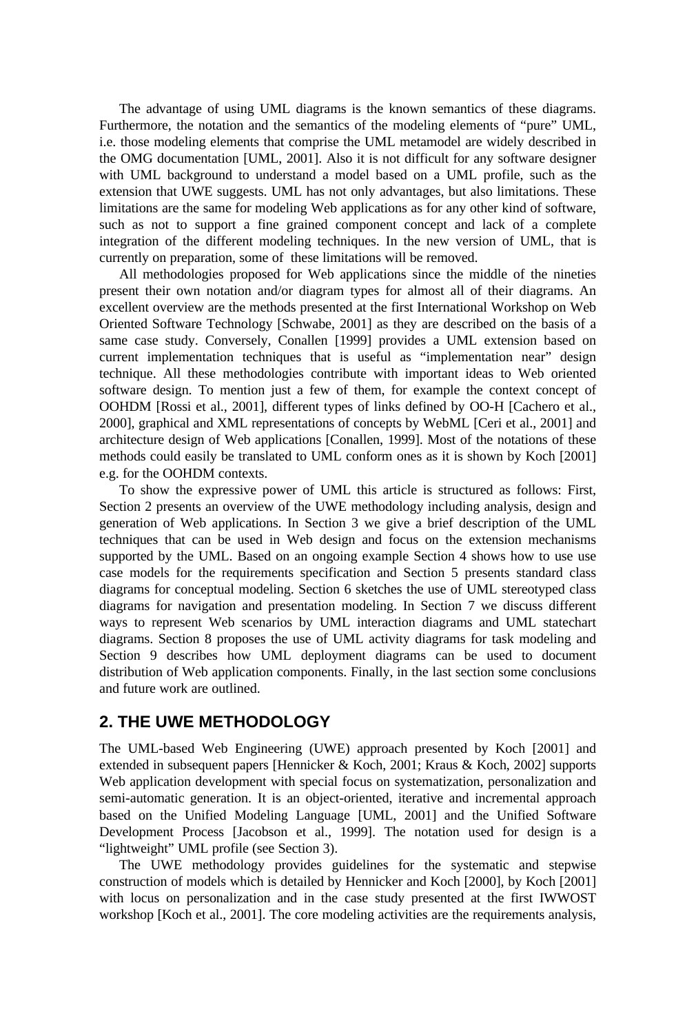The advantage of using UML diagrams is the known semantics of these diagrams. Furthermore, the notation and the semantics of the modeling elements of "pure" UML, i.e. those modeling elements that comprise the UML metamodel are widely described in the OMG documentation [UML, 2001]. Also it is not difficult for any software designer with UML background to understand a model based on a UML profile, such as the extension that UWE suggests. UML has not only advantages, but also limitations. These limitations are the same for modeling Web applications as for any other kind of software, such as not to support a fine grained component concept and lack of a complete integration of the different modeling techniques. In the new version of UML, that is currently on preparation, some of these limitations will be removed.

All methodologies proposed for Web applications since the middle of the nineties present their own notation and/or diagram types for almost all of their diagrams. An excellent overview are the methods presented at the first International Workshop on Web Oriented Software Technology [Schwabe, 2001] as they are described on the basis of a same case study. Conversely, Conallen [1999] provides a UML extension based on current implementation techniques that is useful as "implementation near" design technique. All these methodologies contribute with important ideas to Web oriented software design. To mention just a few of them, for example the context concept of OOHDM [Rossi et al., 2001], different types of links defined by OO-H [Cachero et al., 2000], graphical and XML representations of concepts by WebML [Ceri et al., 2001] and architecture design of Web applications [Conallen, 1999]. Most of the notations of these methods could easily be translated to UML conform ones as it is shown by Koch [2001] e.g. for the OOHDM contexts.

To show the expressive power of UML this article is structured as follows: First, Section 2 presents an overview of the UWE methodology including analysis, design and generation of Web applications. In Section 3 we give a brief description of the UML techniques that can be used in Web design and focus on the extension mechanisms supported by the UML. Based on an ongoing example Section 4 shows how to use use case models for the requirements specification and Section 5 presents standard class diagrams for conceptual modeling. Section 6 sketches the use of UML stereotyped class diagrams for navigation and presentation modeling. In Section 7 we discuss different ways to represent Web scenarios by UML interaction diagrams and UML statechart diagrams. Section 8 proposes the use of UML activity diagrams for task modeling and Section 9 describes how UML deployment diagrams can be used to document distribution of Web application components. Finally, in the last section some conclusions and future work are outlined.

## 2. THE UWE METHODOLOGY

The UML-based Web Engineering (UWE) approach presented by Koch [2001] and extended in subsequent papers [Hennicker & Koch, 2001; Kraus & Koch, 2002] supports Web application development with special focus on systematization, personalization and semi-automatic generation. It is an object-oriented, iterative and incremental approach based on the Unified Modeling Language [UML, 2001] and the Unified Software Development Process [Jacobson et al., 1999]. The notation used for design is a "lightweight" UML profile (see Section 3).

The UWE methodology provides guidelines for the systematic and stepwise construction of models which is detailed by Hennicker and Koch [2000], by Koch [2001] with locus on personalization and in the case study presented at the first IWWOST workshop [Koch et al., 2001]. The core modeling activities are the requirements analysis,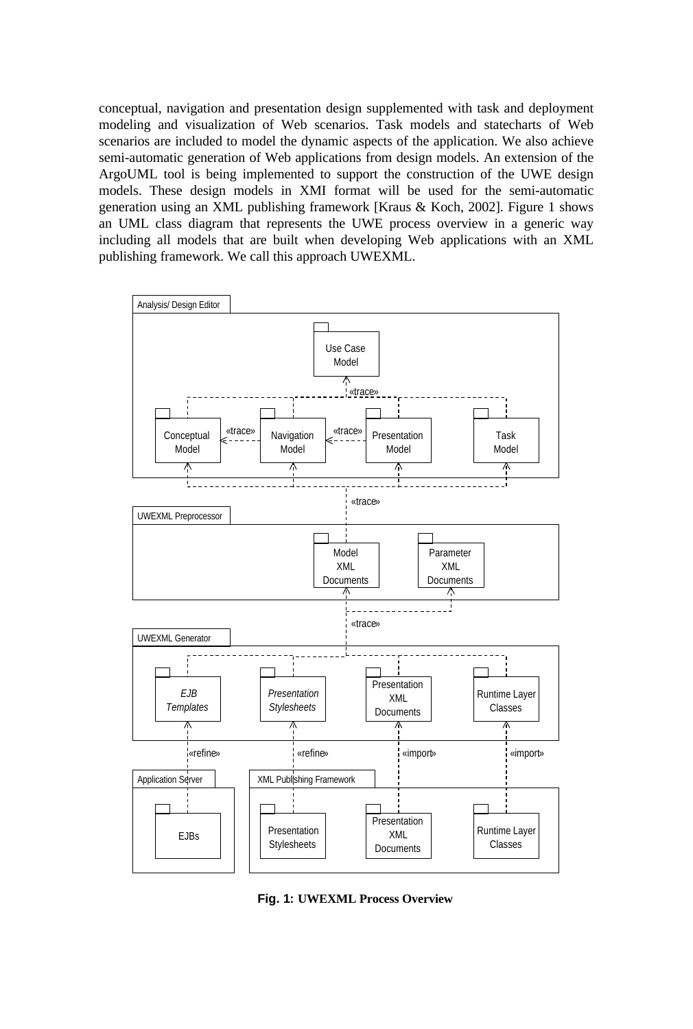conceptual, navigation and presentation design supplemented with task and deployment modeling and visualization of Web scenarios. Task models and statecharts of Web scenarios are included to model the dynamic aspects of the application. We also achieve semi-automatic generation of Web applications from design models. An extension of the ArgoUML tool is being implemented to support the construction of the UWE design models. These design models in XMI format will be used for the semi-automatic generation using an XML publishing framework [Kraus & Koch, 2002]. Figure 1 shows an UML class diagram that represents the UWE process overview in a generic way including all models that are built when developing Web applications with an XML publishing framework. We call this approach UWEXML.

**Fig. 1: UWEXML Process Overview**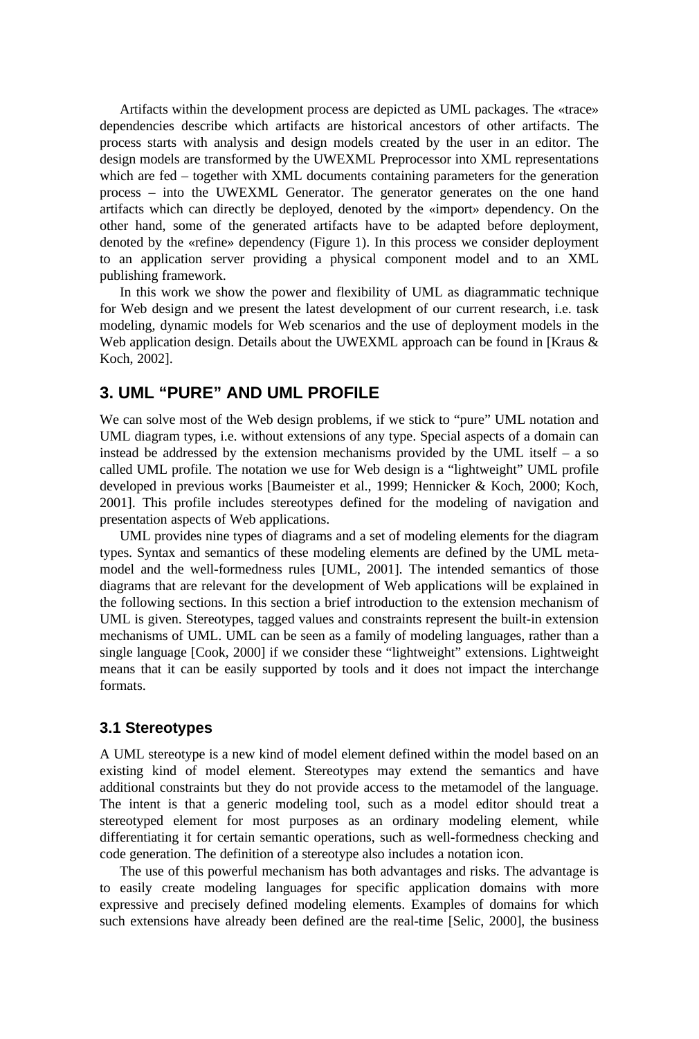Artifacts within the development process are depicted as UML packages. The «trace» dependencies describe which artifacts are historical ancestors of other artifacts. The process starts with analysis and design models created by the user in an editor. The design models are transformed by the UWEXML Preprocessor into XML representations which are fed – together with XML documents containing parameters for the generation process – into the UWEXML Generator. The generator generates on the one hand artifacts which can directly be deployed, denoted by the «import» dependency. On the other hand, some of the generated artifacts have to be adapted before deployment, denoted by the «refine» dependency (Figure 1). In this process we consider deployment to an application server providing a physical component model and to an XML publishing framework.

In this work we show the power and flexibility of UML as diagrammatic technique for Web design and we present the latest development of our current research, i.e. task modeling, dynamic models for Web scenarios and the use of deployment models in the Web application design. Details about the UWEXML approach can be found in [Kraus & Koch, 2002].

## 3. UML "PURE" AND UML PROFILE

We can solve most of the Web design problems, if we stick to "pure" UML notation and UML diagram types, i.e. without extensions of any type. Special aspects of a domain can instead be addressed by the extension mechanisms provided by the UML itself – a so called UML profile. The notation we use for Web design is a "lightweight" UML profile developed in previous works [Baumeister et al., 1999; Hennicker & Koch, 2000; Koch, 2001]. This profile includes stereotypes defined for the modeling of navigation and presentation aspects of Web applications.

UML provides nine types of diagrams and a set of modeling elements for the diagram types. Syntax and semantics of these modeling elements are defined by the UML meta-model and the well-formedness rules [UML, 2001]. The intended semantics of those diagrams that are relevant for the development of Web applications will be explained in the following sections. In this section a brief introduction to the extension mechanism of UML is given. Stereotypes, tagged values and constraints represent the built-in extension mechanisms of UML. UML can be seen as a family of modeling languages, rather than a single language [Cook, 2000] if we consider these "lightweight" extensions. Lightweight means that it can be easily supported by tools and it does not impact the interchange formats.

### 3.1 Stereotypes

A UML stereotype is a new kind of model element defined within the model based on an existing kind of model element. Stereotypes may extend the semantics and have additional constraints but they do not provide access to the metamodel of the language. The intent is that a generic modeling tool, such as a model editor should treat a stereotyped element for most purposes as an ordinary modeling element, while differentiating it for certain semantic operations, such as well-formedness checking and code generation. The definition of a stereotype also includes a notation icon.

The use of this powerful mechanism has both advantages and risks. The advantage is to easily create modeling languages for specific application domains with more expressive and precisely defined modeling elements. Examples of domains for which such extensions have already been defined are the real-time [Selic, 2000], the business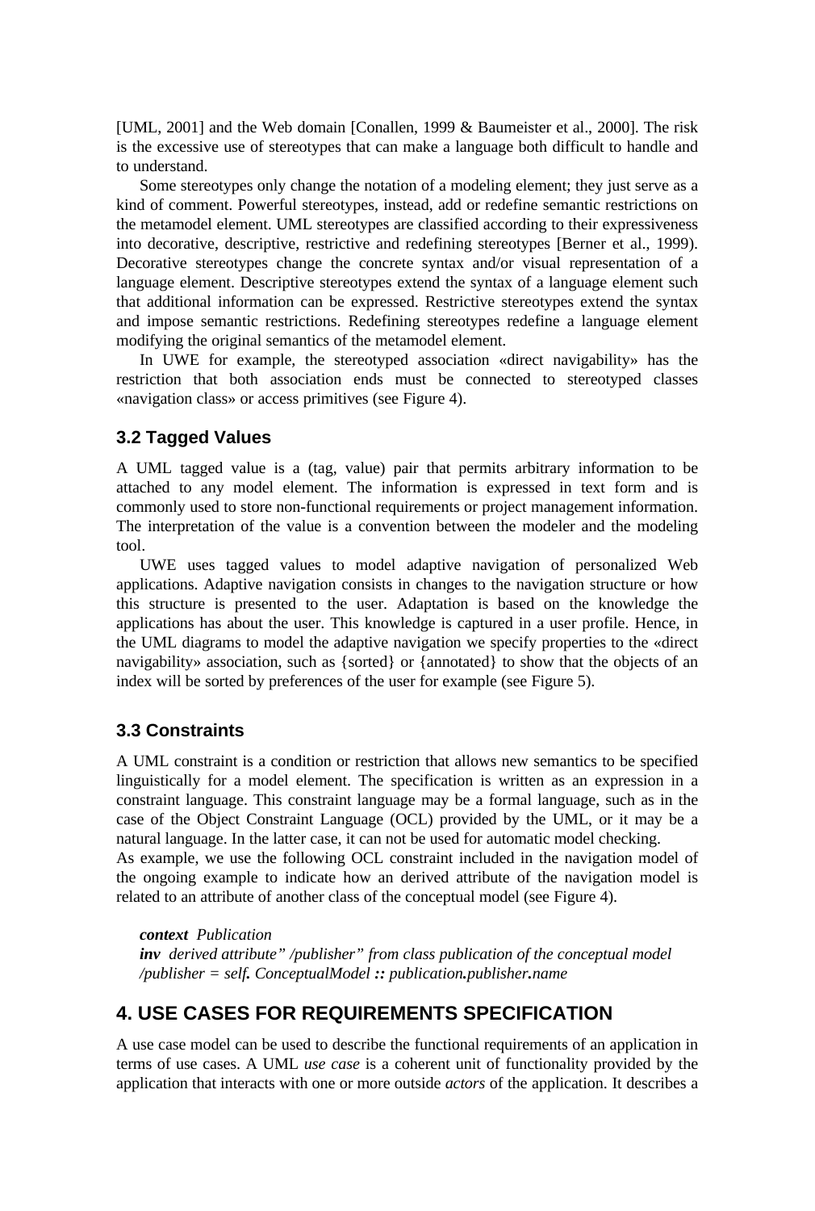[UML, 2001] and the Web domain [Conallen, 1999 & Baumeister et al., 2000]. The risk is the excessive use of stereotypes that can make a language both difficult to handle and to understand.

Some stereotypes only change the notation of a modeling element; they just serve as a kind of comment. Powerful stereotypes, instead, add or redefine semantic restrictions on the metamodel element. UML stereotypes are classified according to their expressiveness into decorative, descriptive, restrictive and redefining stereotypes [Berner et al., 1999). Decorative stereotypes change the concrete syntax and/or visual representation of a language element. Descriptive stereotypes extend the syntax of a language element such that additional information can be expressed. Restrictive stereotypes extend the syntax and impose semantic restrictions. Redefining stereotypes redefine a language element modifying the original semantics of the metamodel element.

In UWE for example, the stereotyped association «direct navigability» has the restriction that both association ends must be connected to stereotyped classes «navigation class» or access primitives (see Figure 4).

### 3.2 Tagged Values

A UML tagged value is a (tag, value) pair that permits arbitrary information to be attached to any model element. The information is expressed in text form and is commonly used to store non-functional requirements or project management information. The interpretation of the value is a convention between the modeler and the modeling tool.

UWE uses tagged values to model adaptive navigation of personalized Web applications. Adaptive navigation consists in changes to the navigation structure or how this structure is presented to the user. Adaptation is based on the knowledge the applications has about the user. This knowledge is captured in a user profile. Hence, in the UML diagrams to model the adaptive navigation we specify properties to the «direct navigability» association, such as {sorted} or {annotated} to show that the objects of an index will be sorted by preferences of the user for example (see Figure 5).

### 3.3 Constraints

A UML constraint is a condition or restriction that allows new semantics to be specified linguistically for a model element. The specification is written as an expression in a constraint language. This constraint language may be a formal language, such as in the case of the Object Constraint Language (OCL) provided by the UML, or it may be a natural language. In the latter case, it can not be used for automatic model checking.
As example, we use the following OCL constraint included in the navigation model of the ongoing example to indicate how an derived attribute of the navigation model is related to an attribute of another class of the conceptual model (see Figure 4).

***context*** *Publication*
***inv*** *derived attribute" /publisher" from class publication of the conceptual model*
*/publisher = self**.** ConceptualModel **::** publication**.**publisher**.**name*

## 4. USE CASES FOR REQUIREMENTS SPECIFICATION

A use case model can be used to describe the functional requirements of an application in terms of use cases. A UML *use case* is a coherent unit of functionality provided by the application that interacts with one or more outside *actors* of the application. It describes a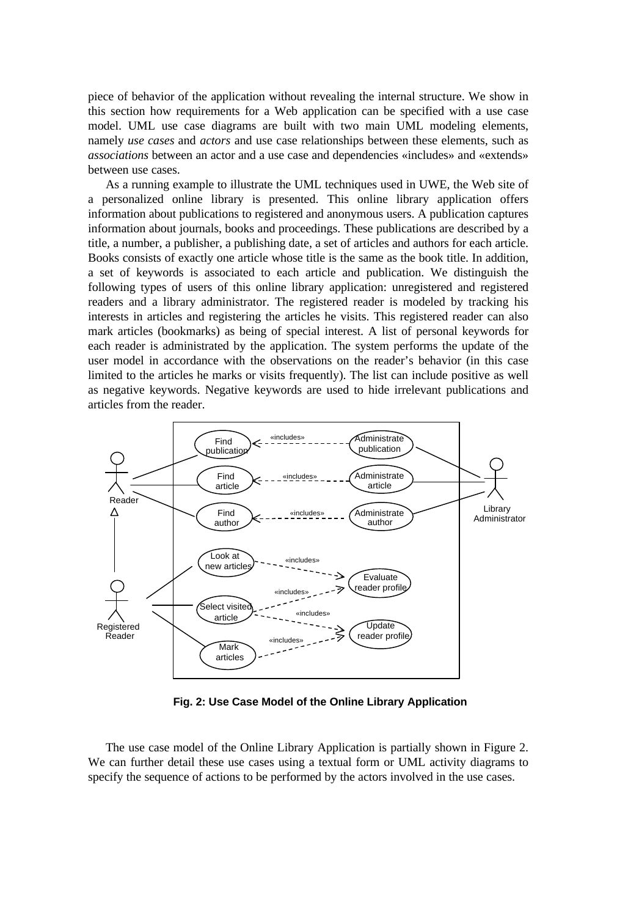piece of behavior of the application without revealing the internal structure. We show in this section how requirements for a Web application can be specified with a use case model. UML use case diagrams are built with two main UML modeling elements, namely *use cases* and *actors* and use case relationships between these elements, such as *associations* between an actor and a use case and dependencies «includes» and «extends» between use cases.

As a running example to illustrate the UML techniques used in UWE, the Web site of a personalized online library is presented. This online library application offers information about publications to registered and anonymous users. A publication captures information about journals, books and proceedings. These publications are described by a title, a number, a publisher, a publishing date, a set of articles and authors for each article. Books consists of exactly one article whose title is the same as the book title. In addition, a set of keywords is associated to each article and publication. We distinguish the following types of users of this online library application: unregistered and registered readers and a library administrator. The registered reader is modeled by tracking his interests in articles and registering the articles he visits. This registered reader can also mark articles (bookmarks) as being of special interest. A list of personal keywords for each reader is administrated by the application. The system performs the update of the user model in accordance with the observations on the reader's behavior (in this case limited to the articles he marks or visits frequently). The list can include positive as well as negative keywords. Negative keywords are used to hide irrelevant publications and articles from the reader.

**Fig. 2: Use Case Model of the Online Library Application**

The use case model of the Online Library Application is partially shown in Figure 2. We can further detail these use cases using a textual form or UML activity diagrams to specify the sequence of actions to be performed by the actors involved in the use cases.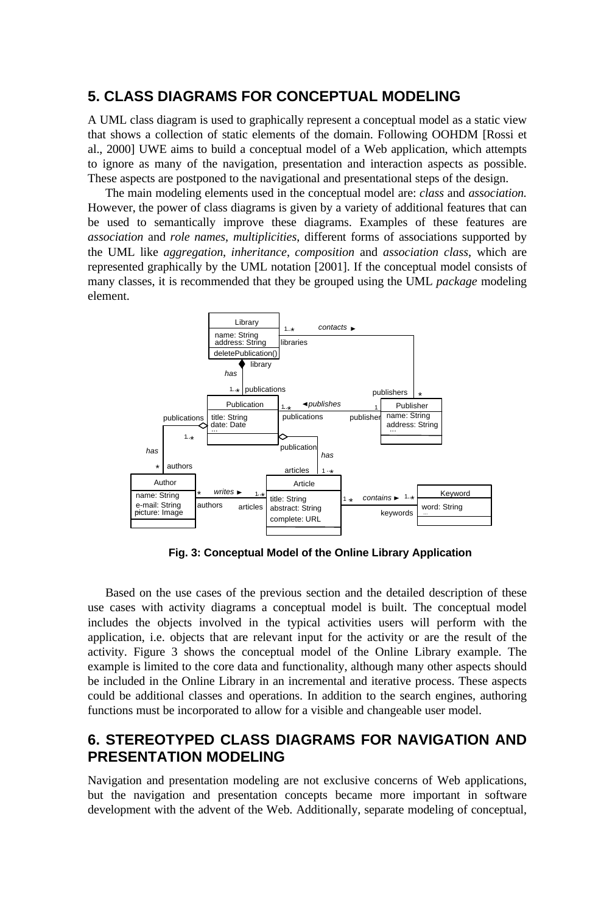## 5. CLASS DIAGRAMS FOR CONCEPTUAL MODELING

A UML class diagram is used to graphically represent a conceptual model as a static view that shows a collection of static elements of the domain. Following OOHDM [Rossi et al., 2000] UWE aims to build a conceptual model of a Web application, which attempts to ignore as many of the navigation, presentation and interaction aspects as possible. These aspects are postponed to the navigational and presentational steps of the design.

The main modeling elements used in the conceptual model are: *class* and *association.* However, the power of class diagrams is given by a variety of additional features that can be used to semantically improve these diagrams. Examples of these features are *association* and *role names*, *multiplicities*, different forms of associations supported by the UML like *aggregation*, *inheritance*, *composition* and *association class*, which are represented graphically by the UML notation [2001]. If the conceptual model consists of many classes, it is recommended that they be grouped using the UML *package* modeling element.

**Fig. 3: Conceptual Model of the Online Library Application**

Based on the use cases of the previous section and the detailed description of these use cases with activity diagrams a conceptual model is built. The conceptual model includes the objects involved in the typical activities users will perform with the application, i.e. objects that are relevant input for the activity or are the result of the activity. Figure 3 shows the conceptual model of the Online Library example. The example is limited to the core data and functionality, although many other aspects should be included in the Online Library in an incremental and iterative process. These aspects could be additional classes and operations. In addition to the search engines, authoring functions must be incorporated to allow for a visible and changeable user model.

## 6. STEREOTYPED CLASS DIAGRAMS FOR NAVIGATION AND PRESENTATION MODELING

Navigation and presentation modeling are not exclusive concerns of Web applications, but the navigation and presentation concepts became more important in software development with the advent of the Web. Additionally, separate modeling of conceptual,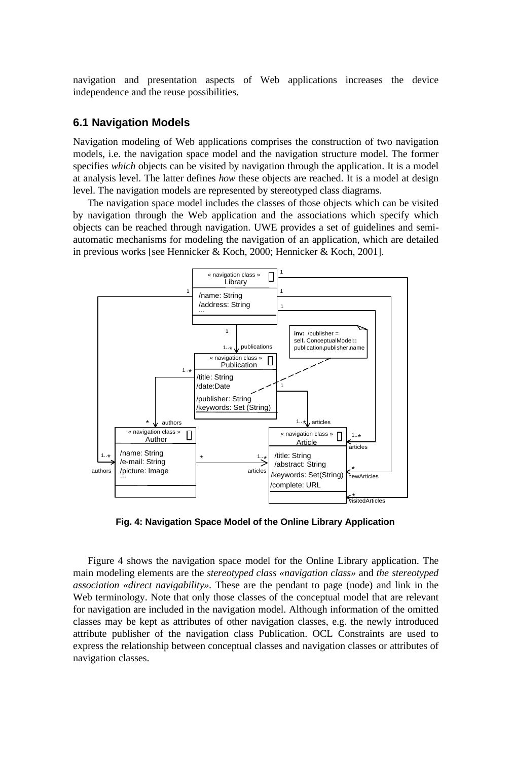navigation and presentation aspects of Web applications increases the device independence and the reuse possibilities.

## 6.1 Navigation Models

Navigation modeling of Web applications comprises the construction of two navigation models, i.e. the navigation space model and the navigation structure model. The former specifies *which* objects can be visited by navigation through the application. It is a model at analysis level. The latter defines *how* these objects are reached. It is a model at design level. The navigation models are represented by stereotyped class diagrams.

The navigation space model includes the classes of those objects which can be visited by navigation through the Web application and the associations which specify which objects can be reached through navigation. UWE provides a set of guidelines and semi-automatic mechanisms for modeling the navigation of an application, which are detailed in previous works [see Hennicker & Koch, 2000; Hennicker & Koch, 2001].

**Fig. 4: Navigation Space Model of the Online Library Application**

Figure 4 shows the navigation space model for the Online Library application. The main modeling elements are the *stereotyped class «navigation class»* and *the stereotyped association «direct navigability»*. These are the pendant to page (node) and link in the Web terminology. Note that only those classes of the conceptual model that are relevant for navigation are included in the navigation model. Although information of the omitted classes may be kept as attributes of other navigation classes, e.g. the newly introduced attribute publisher of the navigation class Publication. OCL Constraints are used to express the relationship between conceptual classes and navigation classes or attributes of navigation classes.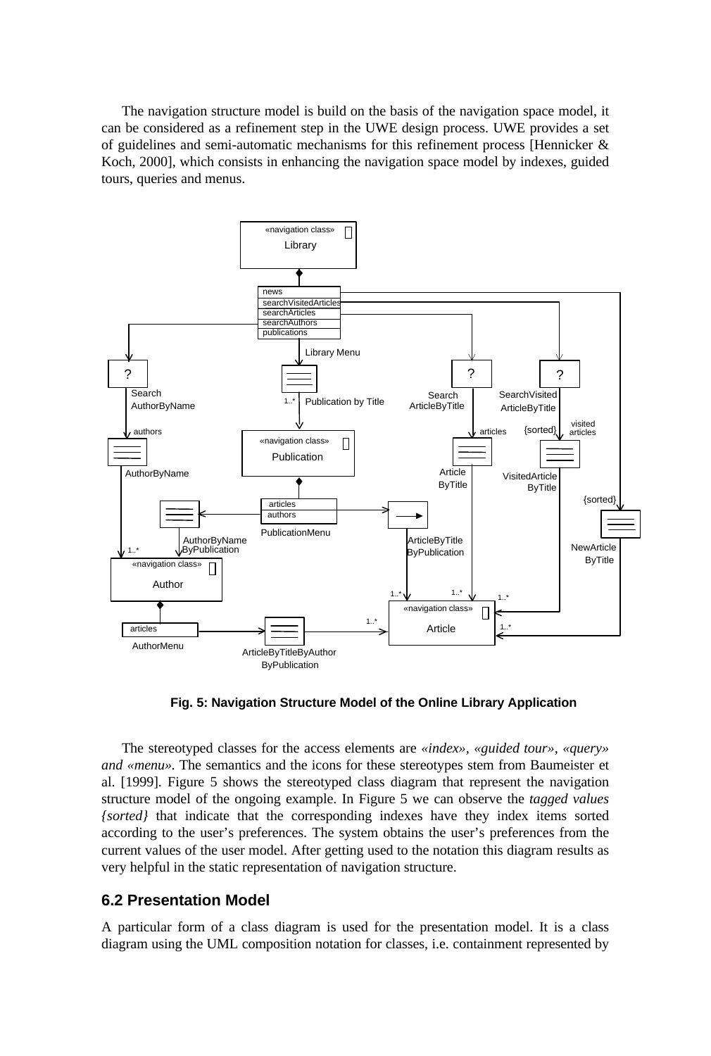The navigation structure model is build on the basis of the navigation space model, it can be considered as a refinement step in the UWE design process. UWE provides a set of guidelines and semi-automatic mechanisms for this refinement process [Hennicker & Koch, 2000], which consists in enhancing the navigation space model by indexes, guided tours, queries and menus.

**Fig. 5: Navigation Structure Model of the Online Library Application**

The stereotyped classes for the access elements are *«index», «guided tour», «query» and «menu»*. The semantics and the icons for these stereotypes stem from Baumeister et al. [1999]. Figure 5 shows the stereotyped class diagram that represent the navigation structure model of the ongoing example. In Figure 5 we can observe the *tagged values {sorted}* that indicate that the corresponding indexes have they index items sorted according to the user's preferences. The system obtains the user's preferences from the current values of the user model. After getting used to the notation this diagram results as very helpful in the static representation of navigation structure.

## 6.2 Presentation Model

A particular form of a class diagram is used for the presentation model. It is a class diagram using the UML composition notation for classes, i.e. containment represented by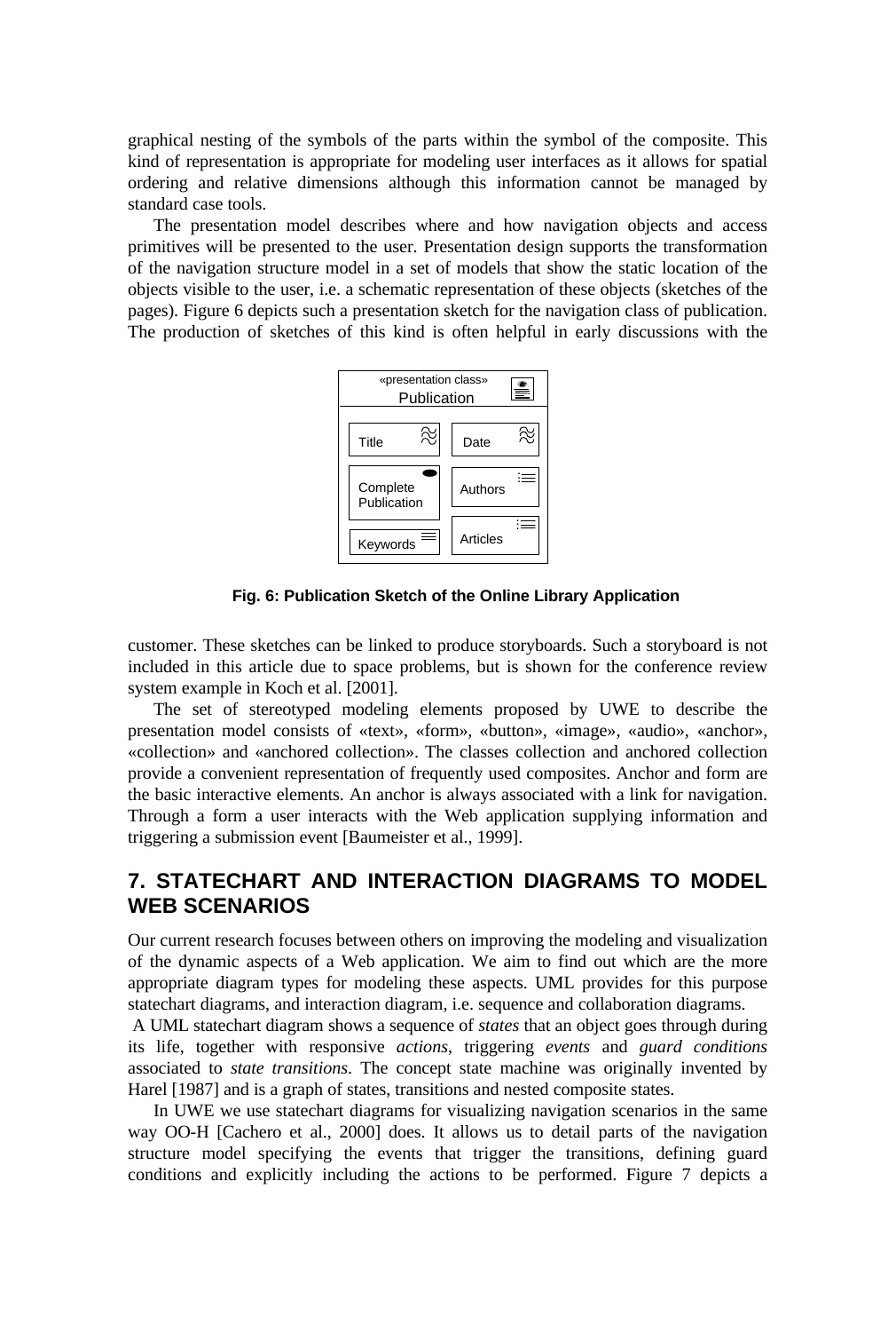graphical nesting of the symbols of the parts within the symbol of the composite. This kind of representation is appropriate for modeling user interfaces as it allows for spatial ordering and relative dimensions although this information cannot be managed by standard case tools.

The presentation model describes where and how navigation objects and access primitives will be presented to the user. Presentation design supports the transformation of the navigation structure model in a set of models that show the static location of the objects visible to the user, i.e. a schematic representation of these objects (sketches of the pages). Figure 6 depicts such a presentation sketch for the navigation class of publication. The production of sketches of this kind is often helpful in early discussions with the customer. These sketches can be linked to produce storyboards. Such a storyboard is not included in this article due to space problems, but is shown for the conference review system example in Koch et al. [2001].

«presentation class»
Publication

Title | Date | Complete Publication | Authors | Keywords | Articles

**Fig. 6: Publication Sketch of the Online Library Application**

The set of stereotyped modeling elements proposed by UWE to describe the presentation model consists of «text», «form», «button», «image», «audio», «anchor», «collection» and «anchored collection». The classes collection and anchored collection provide a convenient representation of frequently used composites. Anchor and form are the basic interactive elements. An anchor is always associated with a link for navigation. Through a form a user interacts with the Web application supplying information and triggering a submission event [Baumeister et al., 1999].

## 7. STATECHART AND INTERACTION DIAGRAMS TO MODEL WEB SCENARIOS

Our current research focuses between others on improving the modeling and visualization of the dynamic aspects of a Web application. We aim to find out which are the more appropriate diagram types for modeling these aspects. UML provides for this purpose statechart diagrams, and interaction diagram, i.e. sequence and collaboration diagrams.

A UML statechart diagram shows a sequence of *states* that an object goes through during its life, together with responsive *actions*, triggering *events* and *guard conditions* associated to *state transitions*. The concept state machine was originally invented by Harel [1987] and is a graph of states, transitions and nested composite states.

In UWE we use statechart diagrams for visualizing navigation scenarios in the same way OO-H [Cachero et al., 2000] does. It allows us to detail parts of the navigation structure model specifying the events that trigger the transitions, defining guard conditions and explicitly including the actions to be performed. Figure 7 depicts a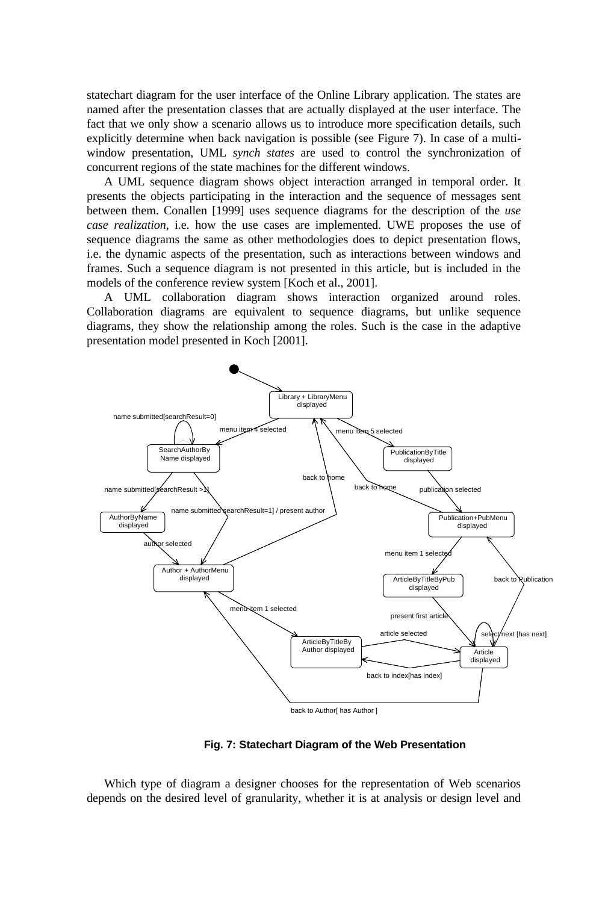statechart diagram for the user interface of the Online Library application. The states are named after the presentation classes that are actually displayed at the user interface. The fact that we only show a scenario allows us to introduce more specification details, such explicitly determine when back navigation is possible (see Figure 7). In case of a multi-window presentation, UML *synch states* are used to control the synchronization of concurrent regions of the state machines for the different windows.

A UML sequence diagram shows object interaction arranged in temporal order. It presents the objects participating in the interaction and the sequence of messages sent between them. Conallen [1999] uses sequence diagrams for the description of the *use case realization*, i.e. how the use cases are implemented. UWE proposes the use of sequence diagrams the same as other methodologies does to depict presentation flows, i.e. the dynamic aspects of the presentation, such as interactions between windows and frames. Such a sequence diagram is not presented in this article, but is included in the models of the conference review system [Koch et al., 2001].

A UML collaboration diagram shows interaction organized around roles. Collaboration diagrams are equivalent to sequence diagrams, but unlike sequence diagrams, they show the relationship among the roles. Such is the case in the adaptive presentation model presented in Koch [2001].

**Fig. 7: Statechart Diagram of the Web Presentation**

Which type of diagram a designer chooses for the representation of Web scenarios depends on the desired level of granularity, whether it is at analysis or design level and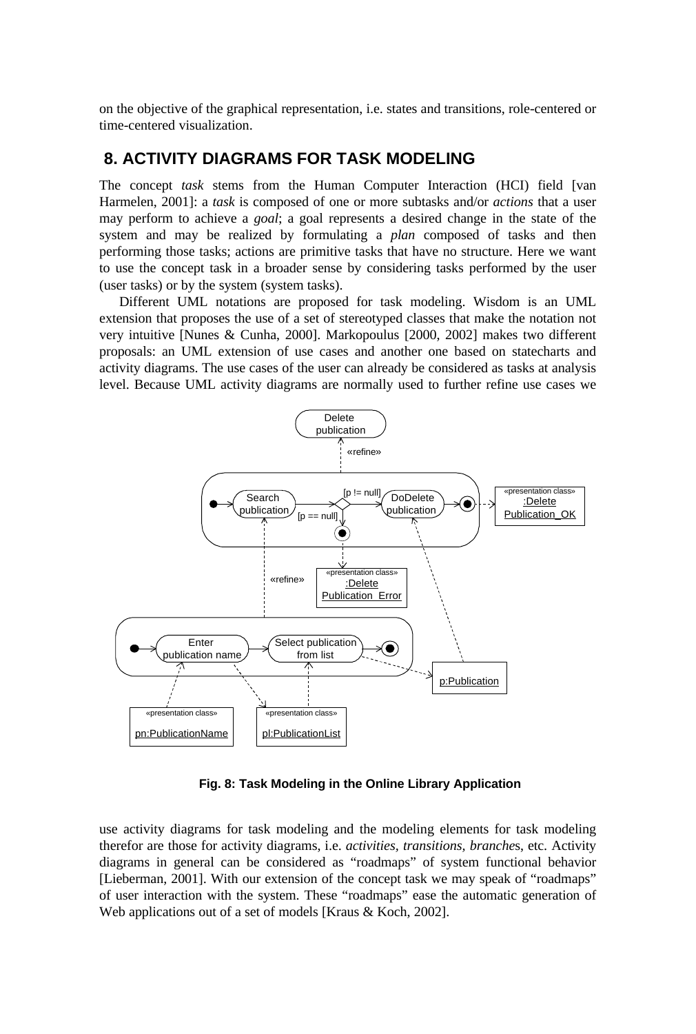on the objective of the graphical representation, i.e. states and transitions, role-centered or time-centered visualization.

## 8. ACTIVITY DIAGRAMS FOR TASK MODELING

The concept *task* stems from the Human Computer Interaction (HCI) field [van Harmelen, 2001]: a *task* is composed of one or more subtasks and/or *actions* that a user may perform to achieve a *goal*; a goal represents a desired change in the state of the system and may be realized by formulating a *plan* composed of tasks and then performing those tasks; actions are primitive tasks that have no structure. Here we want to use the concept task in a broader sense by considering tasks performed by the user (user tasks) or by the system (system tasks).

Different UML notations are proposed for task modeling. Wisdom is an UML extension that proposes the use of a set of stereotyped classes that make the notation not very intuitive [Nunes & Cunha, 2000]. Markopoulus [2000, 2002] makes two different proposals: an UML extension of use cases and another one based on statecharts and activity diagrams. The use cases of the user can already be considered as tasks at analysis level. Because UML activity diagrams are normally used to further refine use cases we

**Fig. 8: Task Modeling in the Online Library Application**

use activity diagrams for task modeling and the modeling elements for task modeling therefor are those for activity diagrams, i.e. *activities*, *transitions*, *branche*s, etc. Activity diagrams in general can be considered as "roadmaps" of system functional behavior [Lieberman, 2001]. With our extension of the concept task we may speak of "roadmaps" of user interaction with the system. These "roadmaps" ease the automatic generation of Web applications out of a set of models [Kraus & Koch, 2002].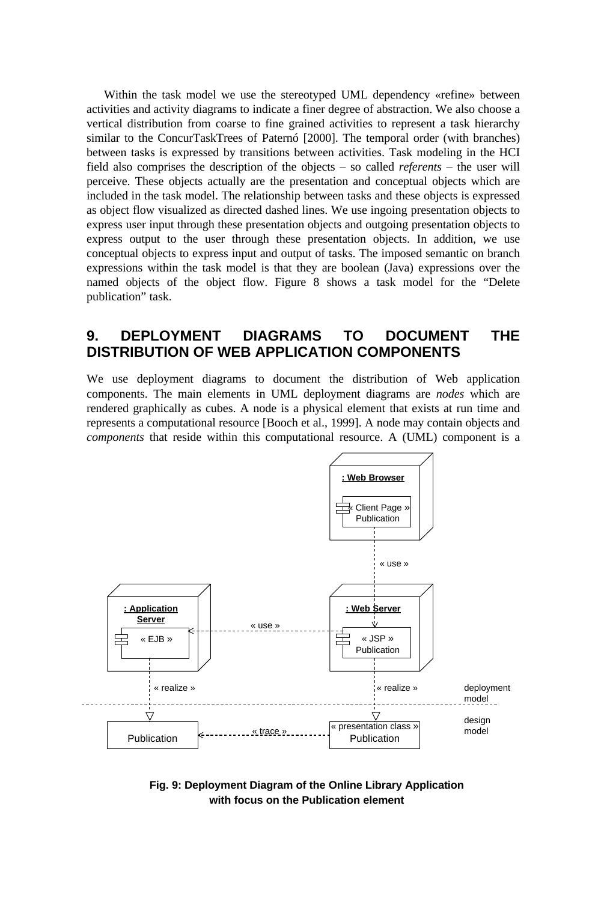Within the task model we use the stereotyped UML dependency «refine» between activities and activity diagrams to indicate a finer degree of abstraction. We also choose a vertical distribution from coarse to fine grained activities to represent a task hierarchy similar to the ConcurTaskTrees of Paternó [2000]. The temporal order (with branches) between tasks is expressed by transitions between activities. Task modeling in the HCI field also comprises the description of the objects – so called *referents* – the user will perceive. These objects actually are the presentation and conceptual objects which are included in the task model. The relationship between tasks and these objects is expressed as object flow visualized as directed dashed lines. We use ingoing presentation objects to express user input through these presentation objects and outgoing presentation objects to express output to the user through these presentation objects. In addition, we use conceptual objects to express input and output of tasks. The imposed semantic on branch expressions within the task model is that they are boolean (Java) expressions over the named objects of the object flow. Figure 8 shows a task model for the "Delete publication" task.

## 9. DEPLOYMENT DIAGRAMS TO DOCUMENT THE DISTRIBUTION OF WEB APPLICATION COMPONENTS

We use deployment diagrams to document the distribution of Web application components. The main elements in UML deployment diagrams are *nodes* which are rendered graphically as cubes. A node is a physical element that exists at run time and represents a computational resource [Booch et al., 1999]. A node may contain objects and *components* that reside within this computational resource. A (UML) component is a

**Fig. 9: Deployment Diagram of the Online Library Application with focus on the Publication element**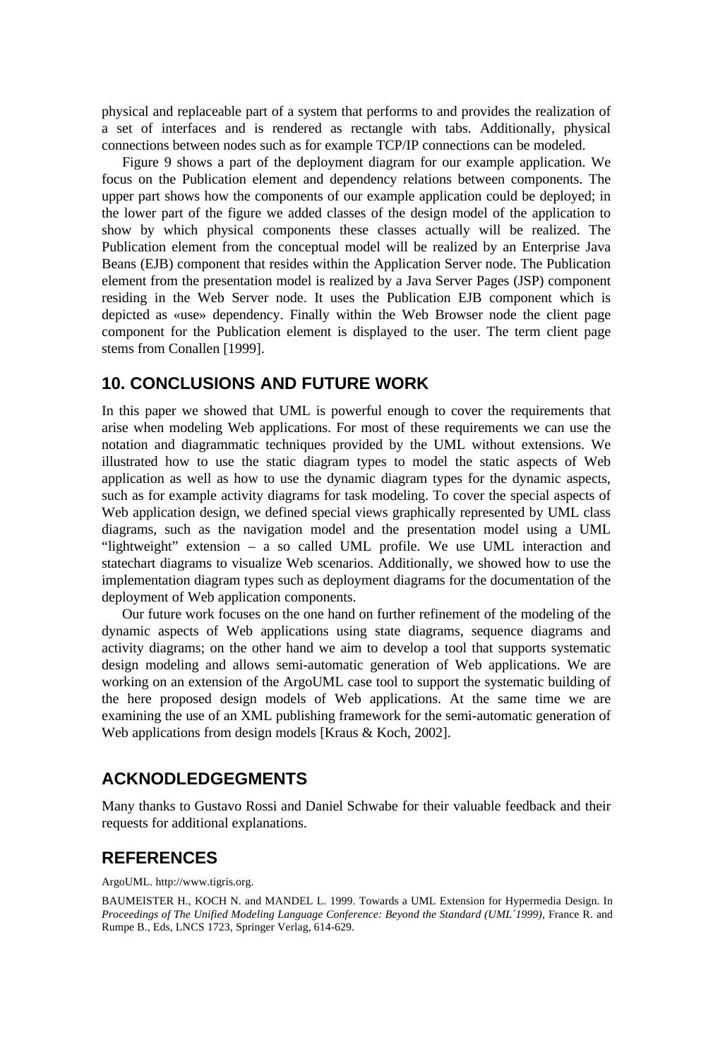physical and replaceable part of a system that performs to and provides the realization of a set of interfaces and is rendered as rectangle with tabs. Additionally, physical connections between nodes such as for example TCP/IP connections can be modeled.

Figure 9 shows a part of the deployment diagram for our example application. We focus on the Publication element and dependency relations between components. The upper part shows how the components of our example application could be deployed; in the lower part of the figure we added classes of the design model of the application to show by which physical components these classes actually will be realized. The Publication element from the conceptual model will be realized by an Enterprise Java Beans (EJB) component that resides within the Application Server node. The Publication element from the presentation model is realized by a Java Server Pages (JSP) component residing in the Web Server node. It uses the Publication EJB component which is depicted as «use» dependency. Finally within the Web Browser node the client page component for the Publication element is displayed to the user. The term client page stems from Conallen [1999].

## 10. CONCLUSIONS AND FUTURE WORK

In this paper we showed that UML is powerful enough to cover the requirements that arise when modeling Web applications. For most of these requirements we can use the notation and diagrammatic techniques provided by the UML without extensions. We illustrated how to use the static diagram types to model the static aspects of Web application as well as how to use the dynamic diagram types for the dynamic aspects, such as for example activity diagrams for task modeling. To cover the special aspects of Web application design, we defined special views graphically represented by UML class diagrams, such as the navigation model and the presentation model using a UML "lightweight" extension – a so called UML profile. We use UML interaction and statechart diagrams to visualize Web scenarios. Additionally, we showed how to use the implementation diagram types such as deployment diagrams for the documentation of the deployment of Web application components.

Our future work focuses on the one hand on further refinement of the modeling of the dynamic aspects of Web applications using state diagrams, sequence diagrams and activity diagrams; on the other hand we aim to develop a tool that supports systematic design modeling and allows semi-automatic generation of Web applications. We are working on an extension of the ArgoUML case tool to support the systematic building of the here proposed design models of Web applications. At the same time we are examining the use of an XML publishing framework for the semi-automatic generation of Web applications from design models [Kraus & Koch, 2002].

## ACKNODLEDGEGMENTS

Many thanks to Gustavo Rossi and Daniel Schwabe for their valuable feedback and their requests for additional explanations.

## REFERENCES

ArgoUML. http://www.tigris.org.

BAUMEISTER H., KOCH N. and MANDEL L. 1999. Towards a UML Extension for Hypermedia Design. In *Proceedings of The Unified Modeling Language Conference: Beyond the Standard (UML´1999)*, France R. and Rumpe B., Eds, LNCS 1723, Springer Verlag, 614-629.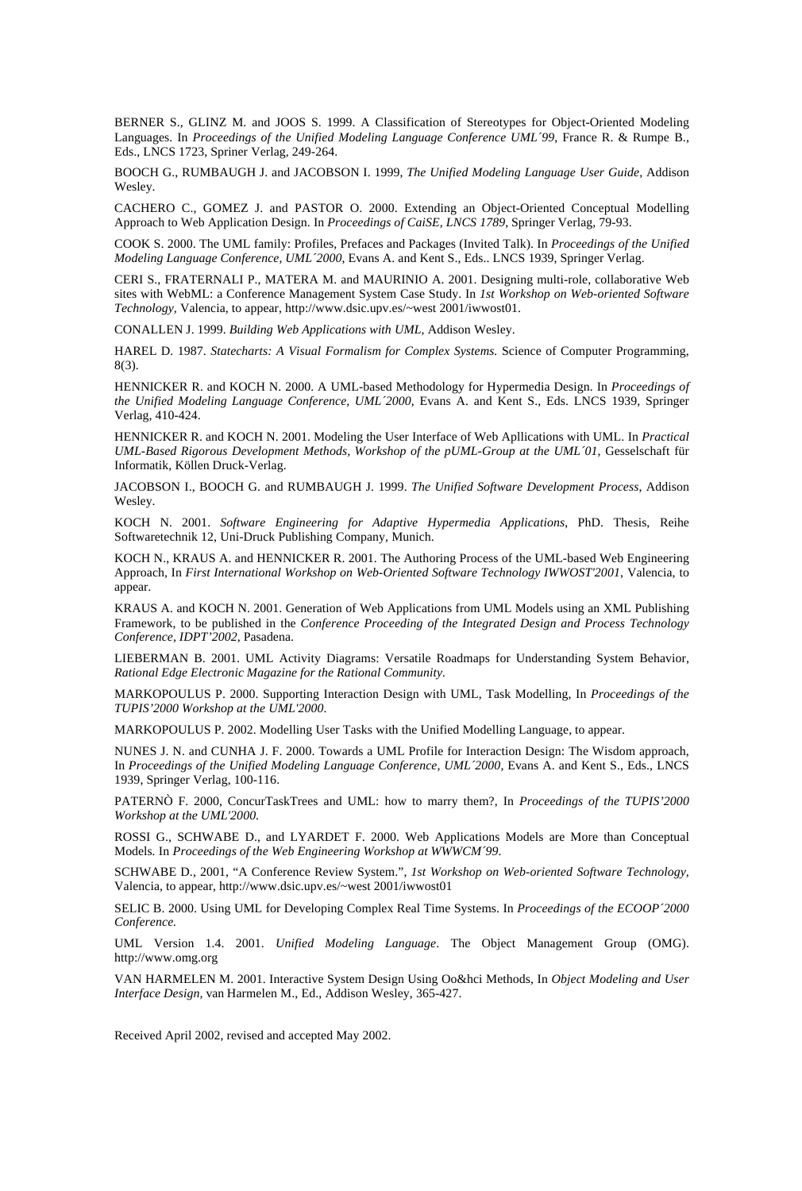BERNER S., GLINZ M. and JOOS S. 1999. A Classification of Stereotypes for Object-Oriented Modeling Languages. In *Proceedings of the Unified Modeling Language Conference UML´99*, France R. & Rumpe B., Eds., LNCS 1723, Spriner Verlag, 249-264.

BOOCH G., RUMBAUGH J. and JACOBSON I. 1999, *The Unified Modeling Language User Guide*, Addison Wesley.

CACHERO C., GOMEZ J. and PASTOR O. 2000. Extending an Object-Oriented Conceptual Modelling Approach to Web Application Design. In *Proceedings of CaiSE, LNCS 1789*, Springer Verlag, 79-93.

COOK S. 2000. The UML family: Profiles, Prefaces and Packages (Invited Talk). In *Proceedings of the Unified Modeling Language Conference, UML´2000*, Evans A. and Kent S., Eds.. LNCS 1939, Springer Verlag.

CERI S., FRATERNALI P., MATERA M. and MAURINIO A. 2001. Designing multi-role, collaborative Web sites with WebML: a Conference Management System Case Study. In *1st Workshop on Web-oriented Software Technology*, Valencia, to appear, http://www.dsic.upv.es/~west 2001/iwwost01.

CONALLEN J. 1999. *Building Web Applications with UML*, Addison Wesley.

HAREL D. 1987. *Statecharts: A Visual Formalism for Complex Systems.* Science of Computer Programming, 8(3).

HENNICKER R. and KOCH N. 2000. A UML-based Methodology for Hypermedia Design. In *Proceedings of the Unified Modeling Language Conference, UML´2000*, Evans A. and Kent S., Eds. LNCS 1939, Springer Verlag, 410-424.

HENNICKER R. and KOCH N. 2001. Modeling the User Interface of Web Apllications with UML. In *Practical UML-Based Rigorous Development Methods, Workshop of the pUML-Group at the UML´01*, Gesselschaft für Informatik, Köllen Druck-Verlag.

JACOBSON I., BOOCH G. and RUMBAUGH J. 1999. *The Unified Software Development Process*, Addison Wesley.

KOCH N. 2001. *Software Engineering for Adaptive Hypermedia Applications*, PhD. Thesis, Reihe Softwaretechnik 12, Uni-Druck Publishing Company, Munich.

KOCH N., KRAUS A. and HENNICKER R. 2001. The Authoring Process of the UML-based Web Engineering Approach, In *First International Workshop on Web-Oriented Software Technology IWWOST'2001*, Valencia, to appear.

KRAUS A. and KOCH N. 2001. Generation of Web Applications from UML Models using an XML Publishing Framework, to be published in the *Conference Proceeding of the Integrated Design and Process Technology Conference, IDPT'2002*, Pasadena.

LIEBERMAN B. 2001. UML Activity Diagrams: Versatile Roadmaps for Understanding System Behavior, *Rational Edge Electronic Magazine for the Rational Community.*

MARKOPOULUS P. 2000. Supporting Interaction Design with UML, Task Modelling, In *Proceedings of the TUPIS'2000 Workshop at the UML'2000*.

MARKOPOULUS P. 2002. Modelling User Tasks with the Unified Modelling Language, to appear.

NUNES J. N. and CUNHA J. F. 2000. Towards a UML Profile for Interaction Design: The Wisdom approach, In *Proceedings of the Unified Modeling Language Conference, UML´2000*, Evans A. and Kent S., Eds., LNCS 1939, Springer Verlag, 100-116.

PATERNÒ F. 2000, ConcurTaskTrees and UML: how to marry them?, In *Proceedings of the TUPIS'2000 Workshop at the UML'2000.*

ROSSI G., SCHWABE D., and LYARDET F. 2000. Web Applications Models are More than Conceptual Models. In *Proceedings of the Web Engineering Workshop at WWWCM´99*.

SCHWABE D., 2001, "A Conference Review System.", *1st Workshop on Web-oriented Software Technology*, Valencia, to appear, http://www.dsic.upv.es/~west 2001/iwwost01

SELIC B. 2000. Using UML for Developing Complex Real Time Systems. In *Proceedings of the ECOOP´2000 Conference.*

UML Version 1.4. 2001. *Unified Modeling Language*. The Object Management Group (OMG). http://www.omg.org

VAN HARMELEN M. 2001. Interactive System Design Using Oo&hci Methods, In *Object Modeling and User Interface Design*, van Harmelen M., Ed., Addison Wesley, 365-427.

Received April 2002, revised and accepted May 2002.